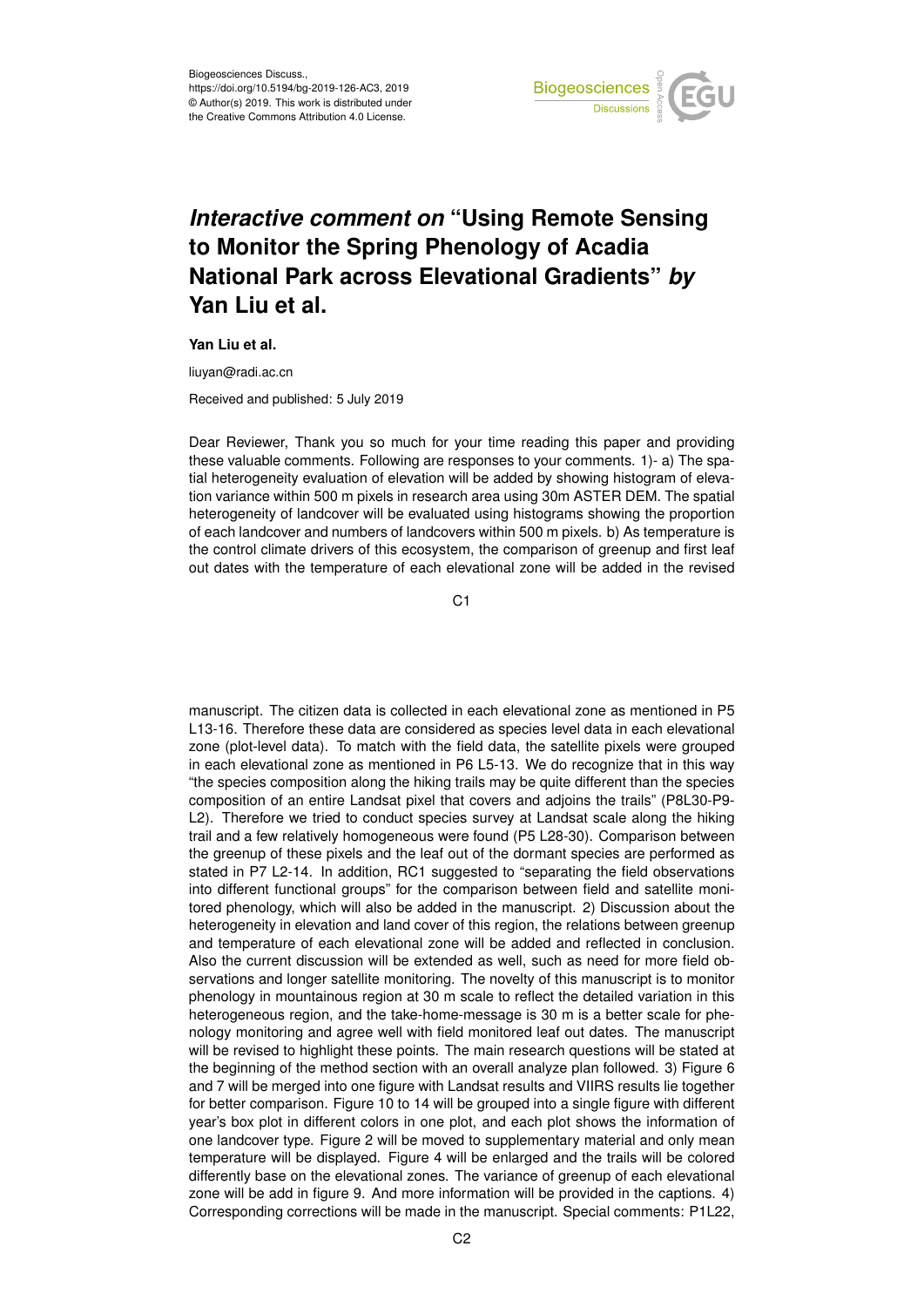Biogeosciences Discuss.,
https://doi.org/10.5194/bg-2019-126-AC3, 2019
© Author(s) 2019. This work is distributed under
the Creative Commons Attribution 4.0 License.

# *Interactive comment on* "Using Remote Sensing to Monitor the Spring Phenology of Acadia National Park across Elevational Gradients" *by* Yan Liu et al.

**Yan Liu et al.**

liuyan@radi.ac.cn

Received and published: 5 July 2019

Dear Reviewer, Thank you so much for your time reading this paper and providing these valuable comments. Following are responses to your comments. 1)- a) The spatial heterogeneity evaluation of elevation will be added by showing histogram of elevation variance within 500 m pixels in research area using 30m ASTER DEM. The spatial heterogeneity of landcover will be evaluated using histograms showing the proportion of each landcover and numbers of landcovers within 500 m pixels. b) As temperature is the control climate drivers of this ecosystem, the comparison of greenup and first leaf out dates with the temperature of each elevational zone will be added in the revised manuscript. The citizen data is collected in each elevational zone as mentioned in P5 L13-16. Therefore these data are considered as species level data in each elevational zone (plot-level data). To match with the field data, the satellite pixels were grouped in each elevational zone as mentioned in P6 L5-13. We do recognize that in this way "the species composition along the hiking trails may be quite different than the species composition of an entire Landsat pixel that covers and adjoins the trails" (P8L30-P9-L2). Therefore we tried to conduct species survey at Landsat scale along the hiking trail and a few relatively homogeneous were found (P5 L28-30). Comparison between the greenup of these pixels and the leaf out of the dormant species are performed as stated in P7 L2-14. In addition, RC1 suggested to "separating the field observations into different functional groups" for the comparison between field and satellite monitored phenology, which will also be added in the manuscript. 2) Discussion about the heterogeneity in elevation and land cover of this region, the relations between greenup and temperature of each elevational zone will be added and reflected in conclusion. Also the current discussion will be extended as well, such as need for more field observations and longer satellite monitoring. The novelty of this manuscript is to monitor phenology in mountainous region at 30 m scale to reflect the detailed variation in this heterogeneous region, and the take-home-message is 30 m is a better scale for phenology monitoring and agree well with field monitored leaf out dates. The manuscript will be revised to highlight these points. The main research questions will be stated at the beginning of the method section with an overall analyze plan followed. 3) Figure 6 and 7 will be merged into one figure with Landsat results and VIIRS results lie together for better comparison. Figure 10 to 14 will be grouped into a single figure with different year's box plot in different colors in one plot, and each plot shows the information of one landcover type. Figure 2 will be moved to supplementary material and only mean temperature will be displayed. Figure 4 will be enlarged and the trails will be colored differently base on the elevational zones. The variance of greenup of each elevational zone will be add in figure 9. And more information will be provided in the captions. 4) Corresponding corrections will be made in the manuscript. Special comments: P1L22,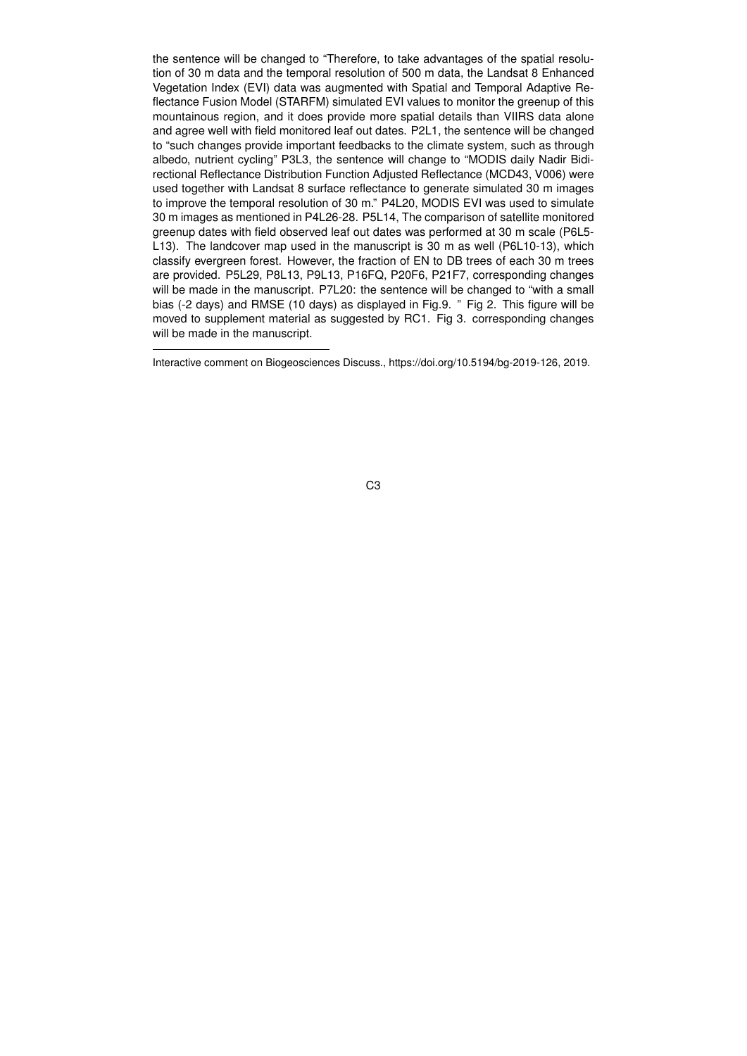the sentence will be changed to "Therefore, to take advantages of the spatial resolution of 30 m data and the temporal resolution of 500 m data, the Landsat 8 Enhanced Vegetation Index (EVI) data was augmented with Spatial and Temporal Adaptive Reflectance Fusion Model (STARFM) simulated EVI values to monitor the greenup of this mountainous region, and it does provide more spatial details than VIIRS data alone and agree well with field monitored leaf out dates. P2L1, the sentence will be changed to "such changes provide important feedbacks to the climate system, such as through albedo, nutrient cycling" P3L3, the sentence will change to "MODIS daily Nadir Bidirectional Reflectance Distribution Function Adjusted Reflectance (MCD43, V006) were used together with Landsat 8 surface reflectance to generate simulated 30 m images to improve the temporal resolution of 30 m." P4L20, MODIS EVI was used to simulate 30 m images as mentioned in P4L26-28. P5L14, The comparison of satellite monitored greenup dates with field observed leaf out dates was performed at 30 m scale (P6L5-L13). The landcover map used in the manuscript is 30 m as well (P6L10-13), which classify evergreen forest. However, the fraction of EN to DB trees of each 30 m trees are provided. P5L29, P8L13, P9L13, P16FQ, P20F6, P21F7, corresponding changes will be made in the manuscript. P7L20: the sentence will be changed to "with a small bias (-2 days) and RMSE (10 days) as displayed in Fig.9. " Fig 2. This figure will be moved to supplement material as suggested by RC1. Fig 3. corresponding changes will be made in the manuscript.

---

Interactive comment on Biogeosciences Discuss., https://doi.org/10.5194/bg-2019-126, 2019.